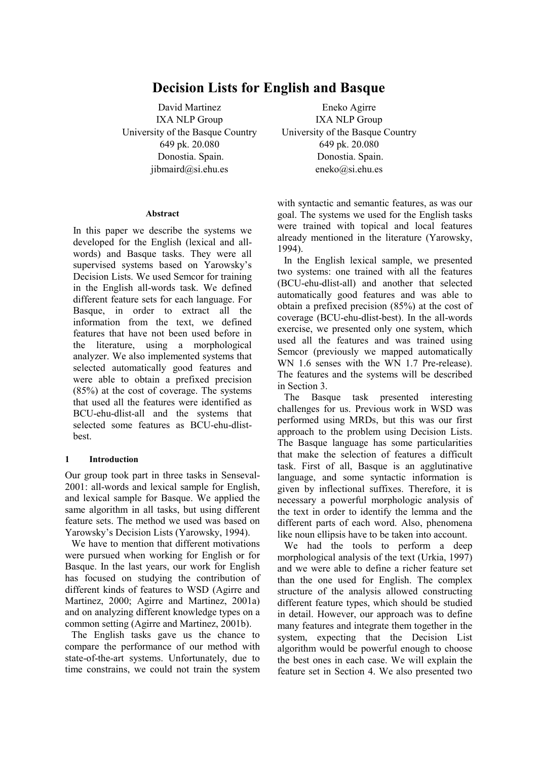# Decision Lists for English and Basque

David Martinez
IXA NLP Group
University of the Basque Country
649 pk. 20.080
Donostia. Spain.
jibmaird@si.ehu.es

Eneko Agirre
IXA NLP Group
University of the Basque Country
649 pk. 20.080
Donostia. Spain.
eneko@si.ehu.es

### Abstract

In this paper we describe the systems we developed for the English (lexical and all-words) and Basque tasks. They were all supervised systems based on Yarowsky's Decision Lists. We used Semcor for training in the English all-words task. We defined different feature sets for each language. For Basque, in order to extract all the information from the text, we defined features that have not been used before in the literature, using a morphological analyzer. We also implemented systems that selected automatically good features and were able to obtain a prefixed precision (85%) at the cost of coverage. The systems that used all the features were identified as BCU-ehu-dlist-all and the systems that selected some features as BCU-ehu-dlist-best.

## 1 Introduction

Our group took part in three tasks in Senseval-2001: all-words and lexical sample for English, and lexical sample for Basque. We applied the same algorithm in all tasks, but using different feature sets. The method we used was based on Yarowsky's Decision Lists (Yarowsky, 1994).

We have to mention that different motivations were pursued when working for English or for Basque. In the last years, our work for English has focused on studying the contribution of different kinds of features to WSD (Agirre and Martinez, 2000; Agirre and Martinez, 2001a) and on analyzing different knowledge types on a common setting (Agirre and Martinez, 2001b).

The English tasks gave us the chance to compare the performance of our method with state-of-the-art systems. Unfortunately, due to time constrains, we could not train the system with syntactic and semantic features, as was our goal. The systems we used for the English tasks were trained with topical and local features already mentioned in the literature (Yarowsky, 1994).

In the English lexical sample, we presented two systems: one trained with all the features (BCU-ehu-dlist-all) and another that selected automatically good features and was able to obtain a prefixed precision (85%) at the cost of coverage (BCU-ehu-dlist-best). In the all-words exercise, we presented only one system, which used all the features and was trained using Semcor (previously we mapped automatically WN 1.6 senses with the WN 1.7 Pre-release). The features and the systems will be described in Section 3.

The Basque task presented interesting challenges for us. Previous work in WSD was performed using MRDs, but this was our first approach to the problem using Decision Lists. The Basque language has some particularities that make the selection of features a difficult task. First of all, Basque is an agglutinative language, and some syntactic information is given by inflectional suffixes. Therefore, it is necessary a powerful morphologic analysis of the text in order to identify the lemma and the different parts of each word. Also, phenomena like noun ellipsis have to be taken into account.

We had the tools to perform a deep morphological analysis of the text (Urkia, 1997) and we were able to define a richer feature set than the one used for English. The complex structure of the analysis allowed constructing different feature types, which should be studied in detail. However, our approach was to define many features and integrate them together in the system, expecting that the Decision List algorithm would be powerful enough to choose the best ones in each case. We will explain the feature set in Section 4. We also presented two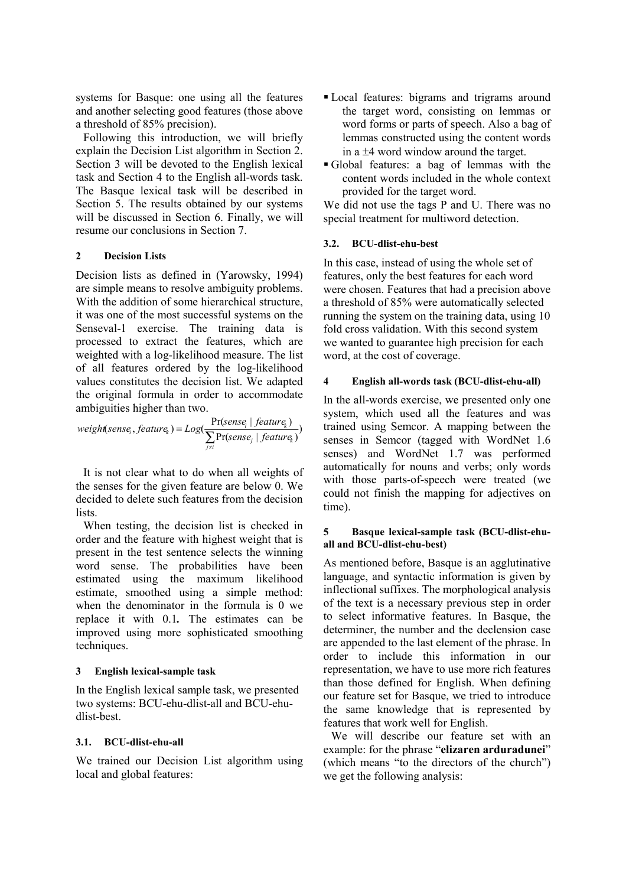systems for Basque: one using all the features and another selecting good features (those above a threshold of 85% precision).

Following this introduction, we will briefly explain the Decision List algorithm in Section 2. Section 3 will be devoted to the English lexical task and Section 4 to the English all-words task. The Basque lexical task will be described in Section 5. The results obtained by our systems will be discussed in Section 6. Finally, we will resume our conclusions in Section 7.

## 2 Decision Lists

Decision lists as defined in (Yarowsky, 1994) are simple means to resolve ambiguity problems. With the addition of some hierarchical structure, it was one of the most successful systems on the Senseval-1 exercise. The training data is processed to extract the features, which are weighted with a log-likelihood measure. The list of all features ordered by the log-likelihood values constitutes the decision list. We adapted the original formula in order to accommodate ambiguities higher than two.

$$weight(sense_i, feature_k) = Log\left(\frac{\Pr(sense_i \mid feature_k)}{\sum_{j \neq i} \Pr(sense_j \mid feature_k)}\right)$$

It is not clear what to do when all weights of the senses for the given feature are below 0. We decided to delete such features from the decision lists.

When testing, the decision list is checked in order and the feature with highest weight that is present in the test sentence selects the winning word sense. The probabilities have been estimated using the maximum likelihood estimate, smoothed using a simple method: when the denominator in the formula is 0 we replace it with 0.1**.** The estimates can be improved using more sophisticated smoothing techniques.

## 3 English lexical-sample task

In the English lexical sample task, we presented two systems: BCU-ehu-dlist-all and BCU-ehu-dlist-best.

### 3.1. BCU-dlist-ehu-all

We trained our Decision List algorithm using local and global features:

- Local features: bigrams and trigrams around the target word, consisting on lemmas or word forms or parts of speech. Also a bag of lemmas constructed using the content words in a ±4 word window around the target.
- Global features: a bag of lemmas with the content words included in the whole context provided for the target word.

We did not use the tags P and U. There was no special treatment for multiword detection.

### 3.2. BCU-dlist-ehu-best

In this case, instead of using the whole set of features, only the best features for each word were chosen. Features that had a precision above a threshold of 85% were automatically selected running the system on the training data, using 10 fold cross validation. With this second system we wanted to guarantee high precision for each word, at the cost of coverage.

## 4 English all-words task (BCU-dlist-ehu-all)

In the all-words exercise, we presented only one system, which used all the features and was trained using Semcor. A mapping between the senses in Semcor (tagged with WordNet 1.6 senses) and WordNet 1.7 was performed automatically for nouns and verbs; only words with those parts-of-speech were treated (we could not finish the mapping for adjectives on time).

## 5 Basque lexical-sample task (BCU-dlist-ehu-all and BCU-dlist-ehu-best)

As mentioned before, Basque is an agglutinative language, and syntactic information is given by inflectional suffixes. The morphological analysis of the text is a necessary previous step in order to select informative features. In Basque, the determiner, the number and the declension case are appended to the last element of the phrase. In order to include this information in our representation, we have to use more rich features than those defined for English. When defining our feature set for Basque, we tried to introduce the same knowledge that is represented by features that work well for English.

We will describe our feature set with an example: for the phrase "**elizaren arduradunei**" (which means "to the directors of the church") we get the following analysis: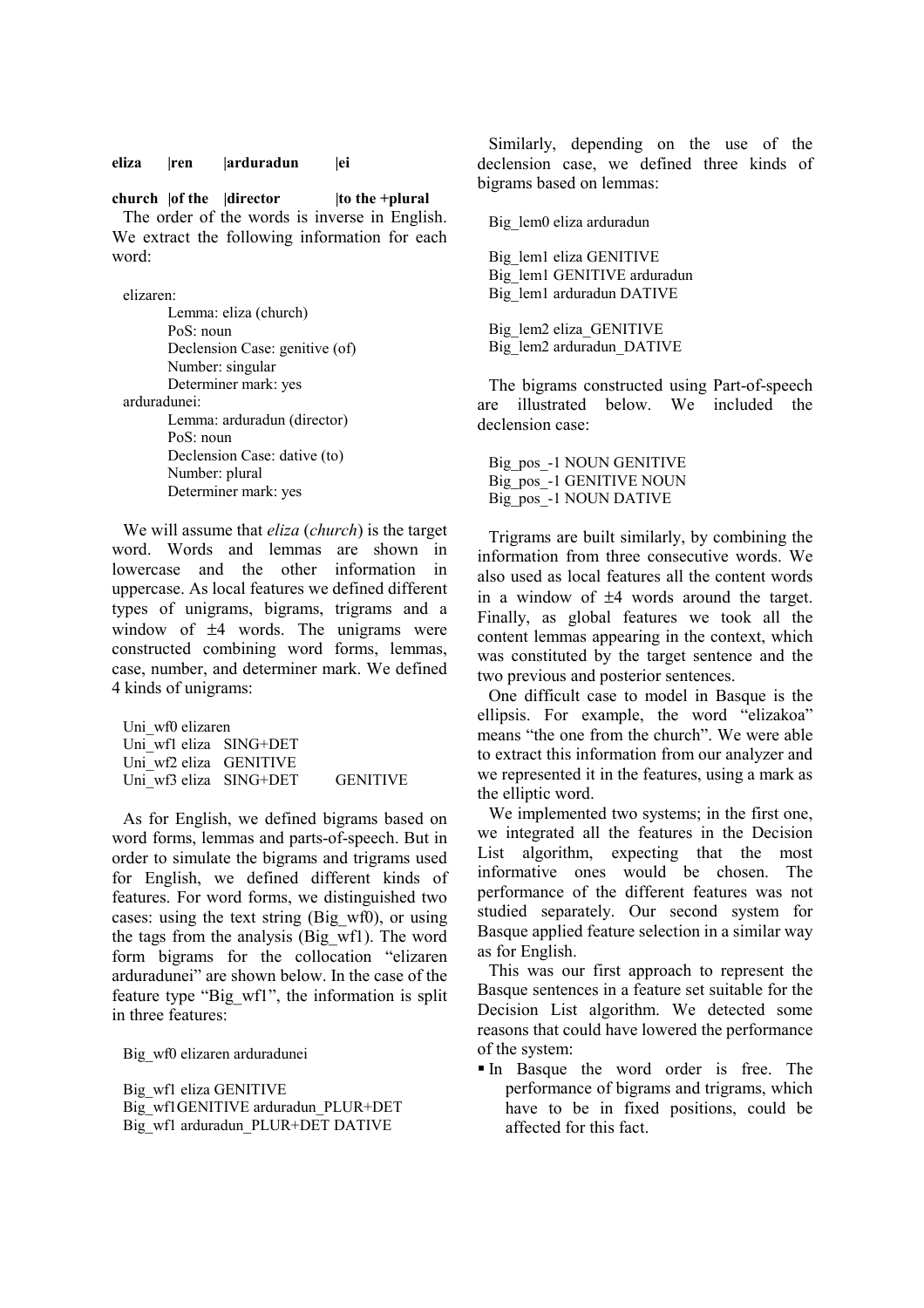**eliza |ren |arduradun |ei**

**church |of the |director |to the +plural**

The order of the words is inverse in English. We extract the following information for each word:

```
elizaren:
        Lemma: eliza (church)
        PoS: noun
        Declension Case: genitive (of)
        Number: singular
        Determiner mark: yes
arduradunei:
        Lemma: arduradun (director)
        PoS: noun
        Declension Case: dative (to)
        Number: plural
        Determiner mark: yes
```

We will assume that *eliza* (*church*) is the target word. Words and lemmas are shown in lowercase and the other information in uppercase. As local features we defined different types of unigrams, bigrams, trigrams and a window of ±4 words. The unigrams were constructed combining word forms, lemmas, case, number, and determiner mark. We defined 4 kinds of unigrams:

```
Uni_wf0 elizaren
Uni_wf1 eliza   SING+DET
Uni_wf2 eliza   GENITIVE
Uni_wf3 eliza   SING+DET        GENITIVE
```

As for English, we defined bigrams based on word forms, lemmas and parts-of-speech. But in order to simulate the bigrams and trigrams used for English, we defined different kinds of features. For word forms, we distinguished two cases: using the text string (Big_wf0), or using the tags from the analysis (Big_wf1). The word form bigrams for the collocation "elizaren arduradunei" are shown below. In the case of the feature type "Big_wf1", the information is split in three features:

```
Big_wf0 elizaren arduradunei

Big_wf1 eliza GENITIVE
Big_wf1 GENITIVE arduradun_PLUR+DET
Big_wf1 arduradun_PLUR+DET DATIVE
```

Similarly, depending on the use of the declension case, we defined three kinds of bigrams based on lemmas:

```
Big_lem0 eliza arduradun

Big_lem1 eliza GENITIVE
Big_lem1 GENITIVE arduradun
Big_lem1 arduradun DATIVE

Big_lem2 eliza_GENITIVE
Big_lem2 arduradun_DATIVE
```

The bigrams constructed using Part-of-speech are illustrated below. We included the declension case:

```
Big_pos_-1 NOUN GENITIVE
Big_pos_-1 GENITIVE NOUN
Big_pos_-1 NOUN DATIVE
```

Trigrams are built similarly, by combining the information from three consecutive words. We also used as local features all the content words in a window of ±4 words around the target. Finally, as global features we took all the content lemmas appearing in the context, which was constituted by the target sentence and the two previous and posterior sentences.

One difficult case to model in Basque is the ellipsis. For example, the word "elizakoa" means "the one from the church". We were able to extract this information from our analyzer and we represented it in the features, using a mark as the elliptic word.

We implemented two systems; in the first one, we integrated all the features in the Decision List algorithm, expecting that the most informative ones would be chosen. The performance of the different features was not studied separately. Our second system for Basque applied feature selection in a similar way as for English.

This was our first approach to represent the Basque sentences in a feature set suitable for the Decision List algorithm. We detected some reasons that could have lowered the performance of the system:

- In Basque the word order is free. The performance of bigrams and trigrams, which have to be in fixed positions, could be affected for this fact.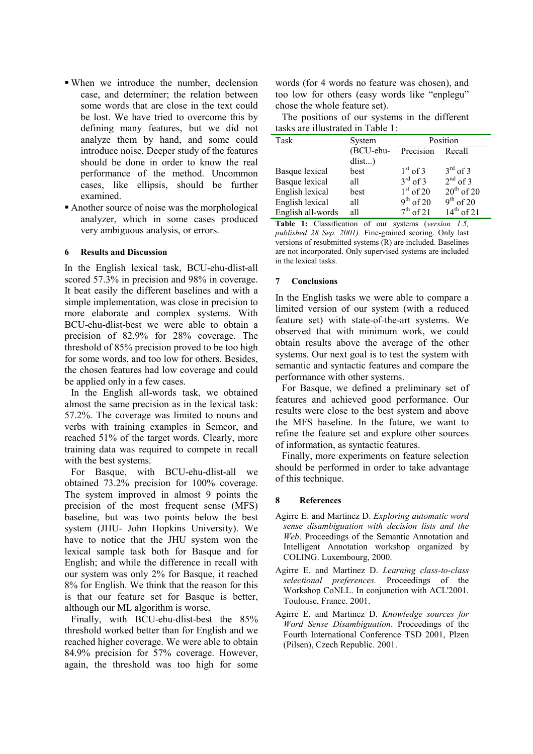- When we introduce the number, declension case, and determiner; the relation between some words that are close in the text could be lost. We have tried to overcome this by defining many features, but we did not analyze them by hand, and some could introduce noise. Deeper study of the features should be done in order to know the real performance of the method. Uncommon cases, like ellipsis, should be further examined.
- Another source of noise was the morphological analyzer, which in some cases produced very ambiguous analysis, or errors.

## 6 Results and Discussion

In the English lexical task, BCU-ehu-dlist-all scored 57.3% in precision and 98% in coverage. It beat easily the different baselines and with a simple implementation, was close in precision to more elaborate and complex systems. With BCU-ehu-dlist-best we were able to obtain a precision of 82.9% for 28% coverage. The threshold of 85% precision proved to be too high for some words, and too low for others. Besides, the chosen features had low coverage and could be applied only in a few cases.

In the English all-words task, we obtained almost the same precision as in the lexical task: 57.2%. The coverage was limited to nouns and verbs with training examples in Semcor, and reached 51% of the target words. Clearly, more training data was required to compete in recall with the best systems.

For Basque, with BCU-ehu-dlist-all we obtained 73.2% precision for 100% coverage. The system improved in almost 9 points the precision of the most frequent sense (MFS) baseline, but was two points below the best system (JHU- John Hopkins University). We have to notice that the JHU system won the lexical sample task both for Basque and for English; and while the difference in recall with our system was only 2% for Basque, it reached 8% for English. We think that the reason for this is that our feature set for Basque is better, although our ML algorithm is worse.

Finally, with BCU-ehu-dlist-best the 85% threshold worked better than for English and we reached higher coverage. We were able to obtain 84.9% precision for 57% coverage. However, again, the threshold was too high for some words (for 4 words no feature was chosen), and too low for others (easy words like "enplegu" chose the whole feature set).

The positions of our systems in the different tasks are illustrated in Table 1:

| Task | System (BCU-ehu-dlist...) | Position | |
|---|---|---|---|
| | | Precision | Recall |
| Basque lexical | best | 1st of 3 | 3rd of 3 |
| Basque lexical | all | 3rd of 3 | 2nd of 3 |
| English lexical | best | 1st of 20 | 20th of 20 |
| English lexical | all | 9th of 20 | 9th of 20 |
| English all-words | all | 7th of 21 | 14th of 21 |

**Table 1:** Classification of our systems (*version 1.5, published 28 Sep. 2001*). Fine-grained scoring. Only last versions of resubmitted systems (R) are included. Baselines are not incorporated. Only supervised systems are included in the lexical tasks.

## 7 Conclusions

In the English tasks we were able to compare a limited version of our system (with a reduced feature set) with state-of-the-art systems. We observed that with minimum work, we could obtain results above the average of the other systems. Our next goal is to test the system with semantic and syntactic features and compare the performance with other systems.

For Basque, we defined a preliminary set of features and achieved good performance. Our results were close to the best system and above the MFS baseline. In the future, we want to refine the feature set and explore other sources of information, as syntactic features.

Finally, more experiments on feature selection should be performed in order to take advantage of this technique.

## 8 References

Agirre E. and Martínez D. *Exploring automatic word sense disambiguation with decision lists and the Web*. Proceedings of the Semantic Annotation and Intelligent Annotation workshop organized by COLING. Luxembourg, 2000.

Agirre E. and Martínez D. *Learning class-to-class selectional preferences.* Proceedings of the Workshop CoNLL. In conjunction with ACL'2001. Toulouse, France. 2001.

Agirre E. and Martinez D. *Knowledge sources for Word Sense Disambiguation*. Proceedings of the Fourth International Conference TSD 2001, Plzen (Pilsen), Czech Republic. 2001.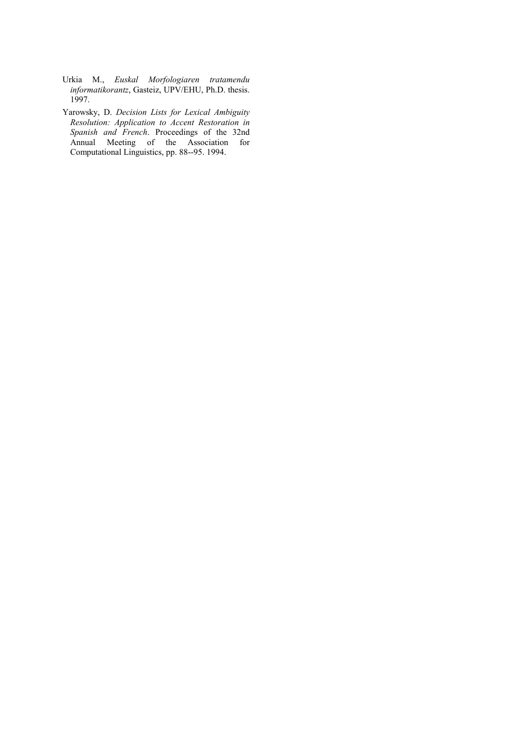Urkia M., *Euskal Morfologiaren tratamendu informatikorantz*, Gasteiz, UPV/EHU, Ph.D. thesis. 1997.

Yarowsky, D. *Decision Lists for Lexical Ambiguity Resolution: Application to Accent Restoration in Spanish and French*. Proceedings of the 32nd Annual Meeting of the Association for Computational Linguistics, pp. 88--95. 1994.